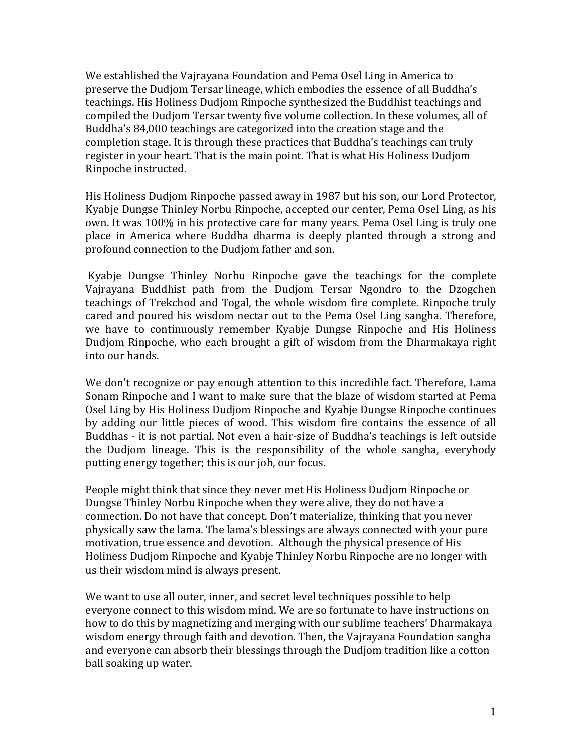We established the Vajrayana Foundation and Pema Osel Ling in America to preserve the Dudjom Tersar lineage, which embodies the essence of all Buddha's teachings. His Holiness Dudjom Rinpoche synthesized the Buddhist teachings and compiled the Dudjom Tersar twenty five volume collection. In these volumes, all of Buddha's 84,000 teachings are categorized into the creation stage and the completion stage. It is through these practices that Buddha's teachings can truly register in your heart. That is the main point. That is what His Holiness Dudjom Rinpoche instructed.

His Holiness Dudjom Rinpoche passed away in 1987 but his son, our Lord Protector, Kyabje Dungse Thinley Norbu Rinpoche, accepted our center, Pema Osel Ling, as his own. It was 100% in his protective care for many years. Pema Osel Ling is truly one place in America where Buddha dharma is deeply planted through a strong and profound connection to the Dudjom father and son.

Kyabje Dungse Thinley Norbu Rinpoche gave the teachings for the complete Vajrayana Buddhist path from the Dudjom Tersar Ngondro to the Dzogchen teachings of Trekchod and Togal, the whole wisdom fire complete. Rinpoche truly cared and poured his wisdom nectar out to the Pema Osel Ling sangha. Therefore, we have to continuously remember Kyabje Dungse Rinpoche and His Holiness Dudjom Rinpoche, who each brought a gift of wisdom from the Dharmakaya right into our hands.

We don't recognize or pay enough attention to this incredible fact. Therefore, Lama Sonam Rinpoche and I want to make sure that the blaze of wisdom started at Pema Osel Ling by His Holiness Dudjom Rinpoche and Kyabje Dungse Rinpoche continues by adding our little pieces of wood. This wisdom fire contains the essence of all Buddhas - it is not partial. Not even a hair-size of Buddha's teachings is left outside the Dudjom lineage. This is the responsibility of the whole sangha, everybody putting energy together; this is our job, our focus.

People might think that since they never met His Holiness Dudjom Rinpoche or Dungse Thinley Norbu Rinpoche when they were alive, they do not have a connection. Do not have that concept. Don't materialize, thinking that you never physically saw the lama. The lama's blessings are always connected with your pure motivation, true essence and devotion. Although the physical presence of His Holiness Dudjom Rinpoche and Kyabje Thinley Norbu Rinpoche are no longer with us their wisdom mind is always present.

We want to use all outer, inner, and secret level techniques possible to help everyone connect to this wisdom mind. We are so fortunate to have instructions on how to do this by magnetizing and merging with our sublime teachers' Dharmakaya wisdom energy through faith and devotion. Then, the Vajrayana Foundation sangha and everyone can absorb their blessings through the Dudjom tradition like a cotton ball soaking up water.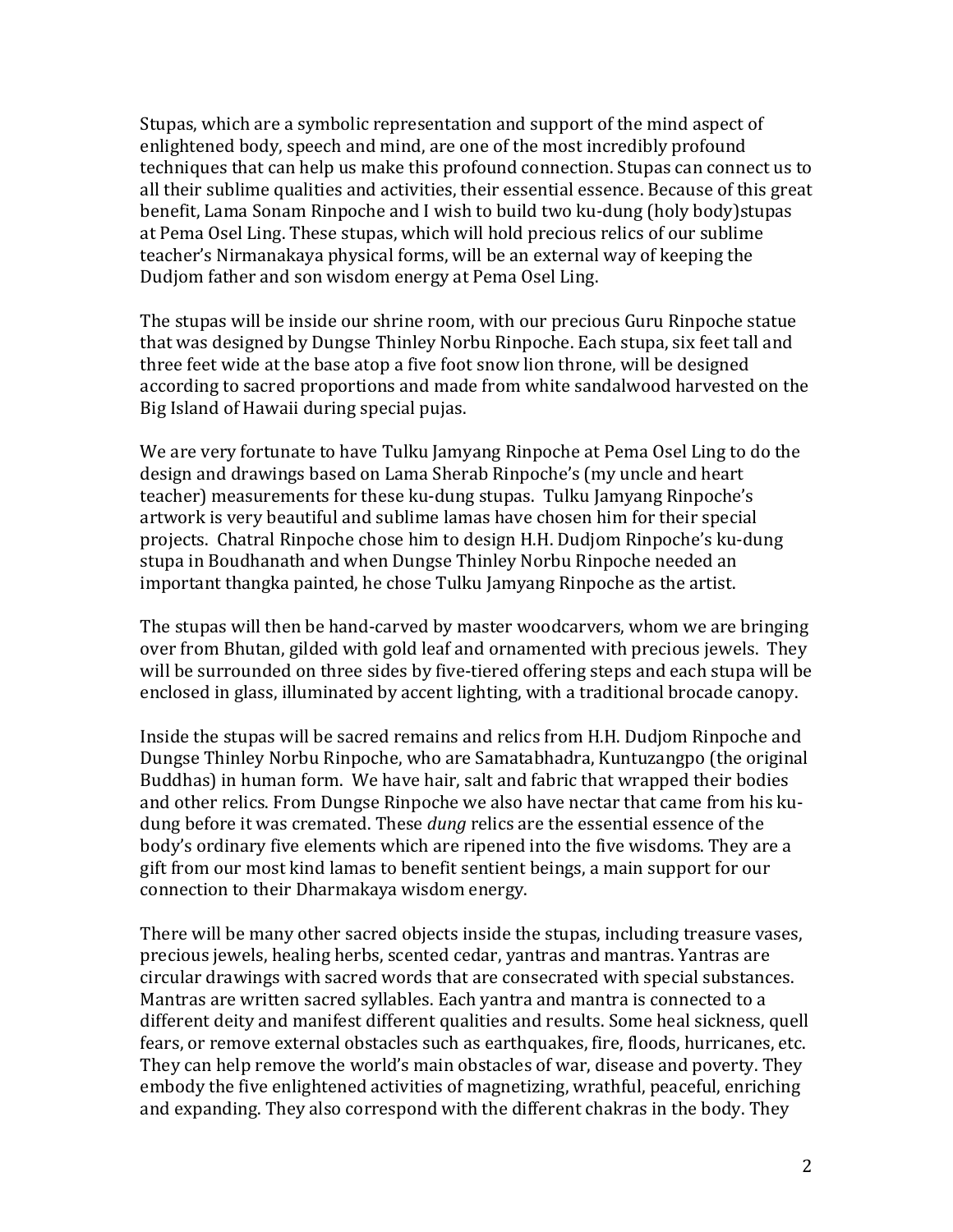Stupas, which are a symbolic representation and support of the mind aspect of enlightened body, speech and mind, are one of the most incredibly profound techniques that can help us make this profound connection. Stupas can connect us to all their sublime qualities and activities, their essential essence. Because of this great benefit, Lama Sonam Rinpoche and I wish to build two ku-dung (holy body)stupas at Pema Osel Ling. These stupas, which will hold precious relics of our sublime teacher's Nirmanakaya physical forms, will be an external way of keeping the Dudjom father and son wisdom energy at Pema Osel Ling.

The stupas will be inside our shrine room, with our precious Guru Rinpoche statue that was designed by Dungse Thinley Norbu Rinpoche. Each stupa, six feet tall and three feet wide at the base atop a five foot snow lion throne, will be designed according to sacred proportions and made from white sandalwood harvested on the Big Island of Hawaii during special pujas.

We are very fortunate to have Tulku Jamyang Rinpoche at Pema Osel Ling to do the design and drawings based on Lama Sherab Rinpoche's (my uncle and heart teacher) measurements for these ku-dung stupas. Tulku Jamyang Rinpoche's artwork is very beautiful and sublime lamas have chosen him for their special projects. Chatral Rinpoche chose him to design H.H. Dudjom Rinpoche's ku-dung stupa in Boudhanath and when Dungse Thinley Norbu Rinpoche needed an important thangka painted, he chose Tulku Jamyang Rinpoche as the artist.

The stupas will then be hand-carved by master woodcarvers, whom we are bringing over from Bhutan, gilded with gold leaf and ornamented with precious jewels. They will be surrounded on three sides by five-tiered offering steps and each stupa will be enclosed in glass, illuminated by accent lighting, with a traditional brocade canopy.

Inside the stupas will be sacred remains and relics from H.H. Dudjom Rinpoche and Dungse Thinley Norbu Rinpoche, who are Samatabhadra, Kuntuzangpo (the original Buddhas) in human form. We have hair, salt and fabric that wrapped their bodies and other relics. From Dungse Rinpoche we also have nectar that came from his ku-dung before it was cremated. These *dung* relics are the essential essence of the body's ordinary five elements which are ripened into the five wisdoms. They are a gift from our most kind lamas to benefit sentient beings, a main support for our connection to their Dharmakaya wisdom energy.

There will be many other sacred objects inside the stupas, including treasure vases, precious jewels, healing herbs, scented cedar, yantras and mantras. Yantras are circular drawings with sacred words that are consecrated with special substances. Mantras are written sacred syllables. Each yantra and mantra is connected to a different deity and manifest different qualities and results. Some heal sickness, quell fears, or remove external obstacles such as earthquakes, fire, floods, hurricanes, etc. They can help remove the world's main obstacles of war, disease and poverty. They embody the five enlightened activities of magnetizing, wrathful, peaceful, enriching and expanding. They also correspond with the different chakras in the body. They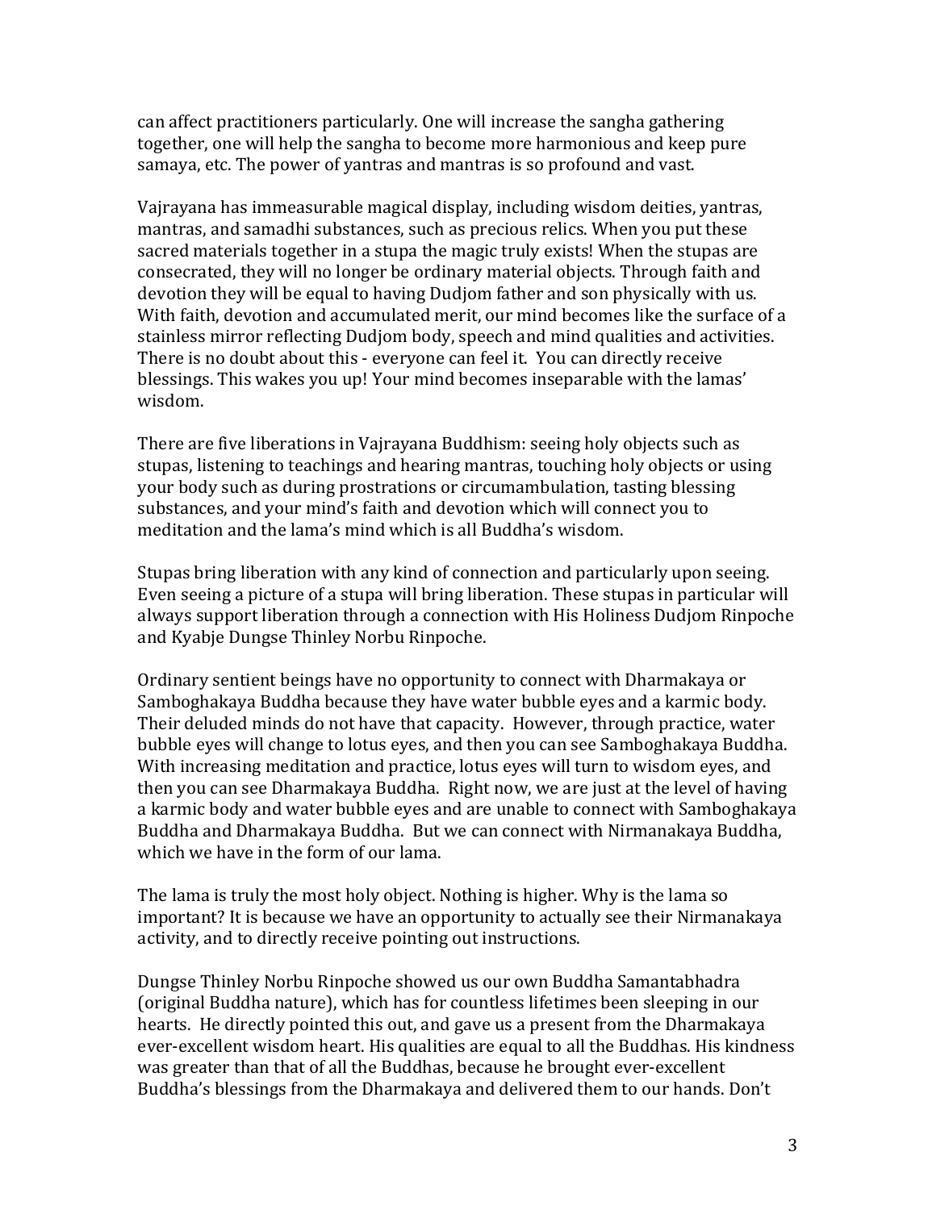can affect practitioners particularly. One will increase the sangha gathering together, one will help the sangha to become more harmonious and keep pure samaya, etc. The power of yantras and mantras is so profound and vast.

Vajrayana has immeasurable magical display, including wisdom deities, yantras, mantras, and samadhi substances, such as precious relics. When you put these sacred materials together in a stupa the magic truly exists! When the stupas are consecrated, they will no longer be ordinary material objects. Through faith and devotion they will be equal to having Dudjom father and son physically with us. With faith, devotion and accumulated merit, our mind becomes like the surface of a stainless mirror reflecting Dudjom body, speech and mind qualities and activities. There is no doubt about this - everyone can feel it. You can directly receive blessings. This wakes you up! Your mind becomes inseparable with the lamas' wisdom.

There are five liberations in Vajrayana Buddhism: seeing holy objects such as stupas, listening to teachings and hearing mantras, touching holy objects or using your body such as during prostrations or circumambulation, tasting blessing substances, and your mind's faith and devotion which will connect you to meditation and the lama's mind which is all Buddha's wisdom.

Stupas bring liberation with any kind of connection and particularly upon seeing. Even seeing a picture of a stupa will bring liberation. These stupas in particular will always support liberation through a connection with His Holiness Dudjom Rinpoche and Kyabje Dungse Thinley Norbu Rinpoche.

Ordinary sentient beings have no opportunity to connect with Dharmakaya or Samboghakaya Buddha because they have water bubble eyes and a karmic body. Their deluded minds do not have that capacity. However, through practice, water bubble eyes will change to lotus eyes, and then you can see Samboghakaya Buddha. With increasing meditation and practice, lotus eyes will turn to wisdom eyes, and then you can see Dharmakaya Buddha. Right now, we are just at the level of having a karmic body and water bubble eyes and are unable to connect with Samboghakaya Buddha and Dharmakaya Buddha. But we can connect with Nirmanakaya Buddha, which we have in the form of our lama.

The lama is truly the most holy object. Nothing is higher. Why is the lama so important? It is because we have an opportunity to actually see their Nirmanakaya activity, and to directly receive pointing out instructions.

Dungse Thinley Norbu Rinpoche showed us our own Buddha Samantabhadra (original Buddha nature), which has for countless lifetimes been sleeping in our hearts. He directly pointed this out, and gave us a present from the Dharmakaya ever-excellent wisdom heart. His qualities are equal to all the Buddhas. His kindness was greater than that of all the Buddhas, because he brought ever-excellent Buddha's blessings from the Dharmakaya and delivered them to our hands. Don't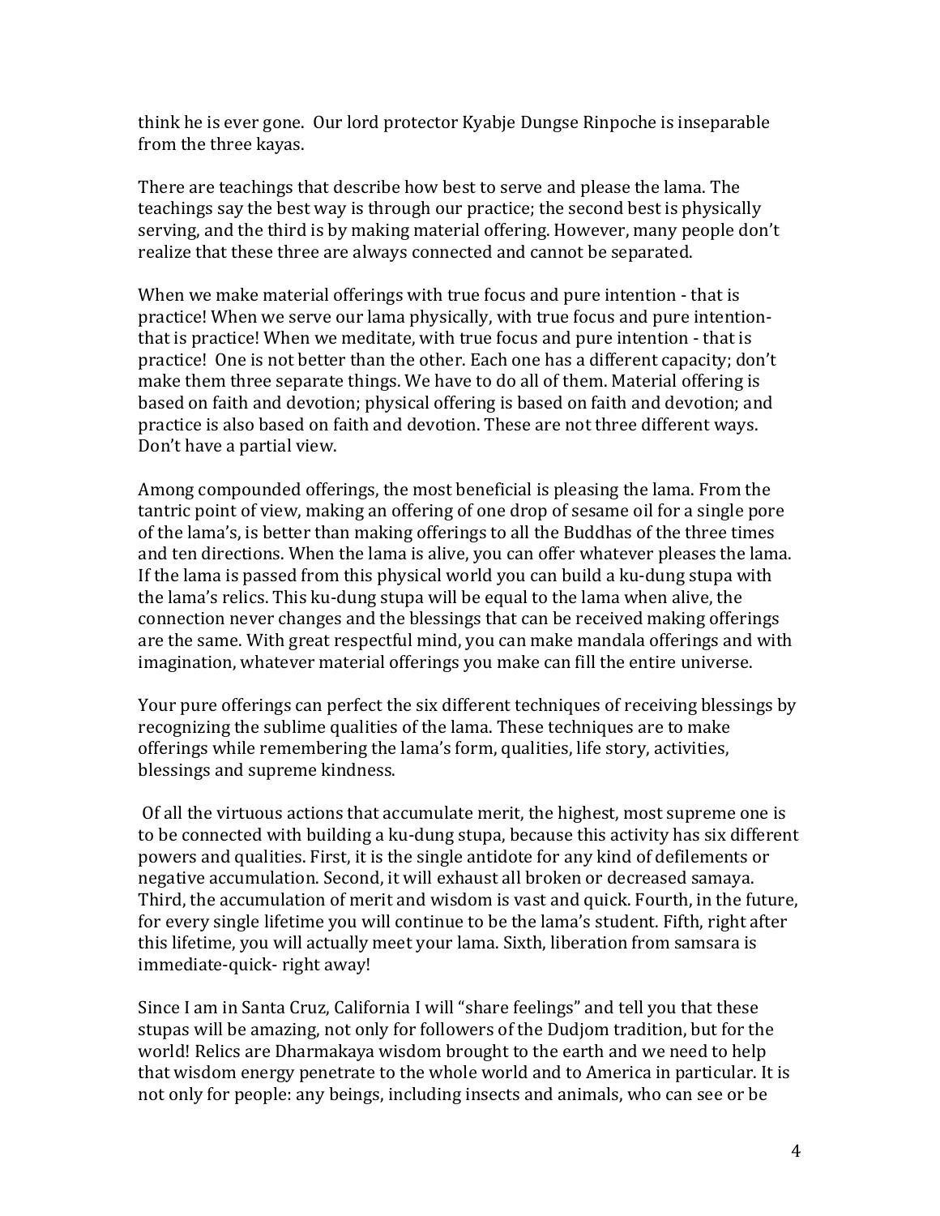think he is ever gone. Our lord protector Kyabje Dungse Rinpoche is inseparable from the three kayas.

There are teachings that describe how best to serve and please the lama. The teachings say the best way is through our practice; the second best is physically serving, and the third is by making material offering. However, many people don't realize that these three are always connected and cannot be separated.

When we make material offerings with true focus and pure intention - that is practice! When we serve our lama physically, with true focus and pure intention- that is practice! When we meditate, with true focus and pure intention - that is practice! One is not better than the other. Each one has a different capacity; don't make them three separate things. We have to do all of them. Material offering is based on faith and devotion; physical offering is based on faith and devotion; and practice is also based on faith and devotion. These are not three different ways. Don't have a partial view.

Among compounded offerings, the most beneficial is pleasing the lama. From the tantric point of view, making an offering of one drop of sesame oil for a single pore of the lama's, is better than making offerings to all the Buddhas of the three times and ten directions. When the lama is alive, you can offer whatever pleases the lama. If the lama is passed from this physical world you can build a ku-dung stupa with the lama's relics. This ku-dung stupa will be equal to the lama when alive, the connection never changes and the blessings that can be received making offerings are the same. With great respectful mind, you can make mandala offerings and with imagination, whatever material offerings you make can fill the entire universe.

Your pure offerings can perfect the six different techniques of receiving blessings by recognizing the sublime qualities of the lama. These techniques are to make offerings while remembering the lama's form, qualities, life story, activities, blessings and supreme kindness.

Of all the virtuous actions that accumulate merit, the highest, most supreme one is to be connected with building a ku-dung stupa, because this activity has six different powers and qualities. First, it is the single antidote for any kind of defilements or negative accumulation. Second, it will exhaust all broken or decreased samaya. Third, the accumulation of merit and wisdom is vast and quick. Fourth, in the future, for every single lifetime you will continue to be the lama's student. Fifth, right after this lifetime, you will actually meet your lama. Sixth, liberation from samsara is immediate-quick- right away!

Since I am in Santa Cruz, California I will "share feelings" and tell you that these stupas will be amazing, not only for followers of the Dudjom tradition, but for the world! Relics are Dharmakaya wisdom brought to the earth and we need to help that wisdom energy penetrate to the whole world and to America in particular. It is not only for people: any beings, including insects and animals, who can see or be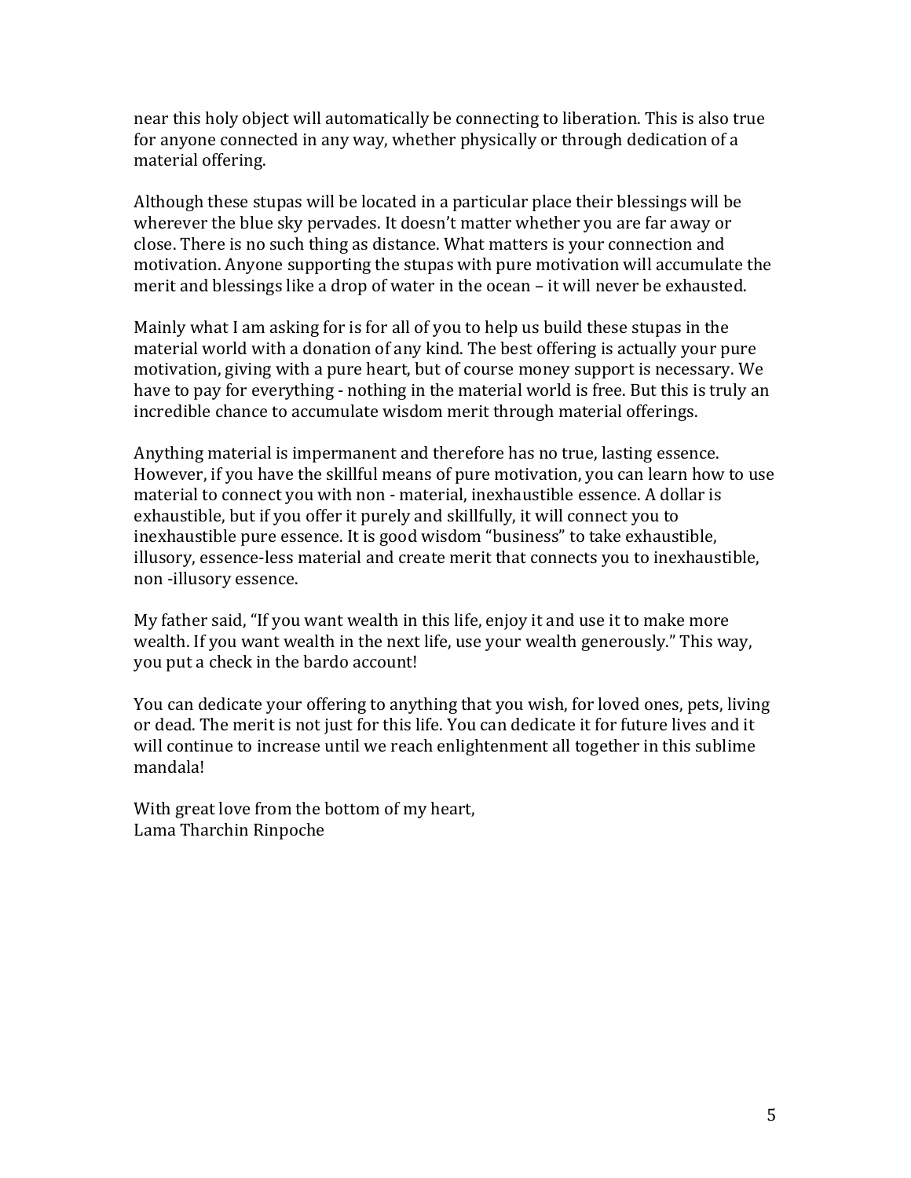near this holy object will automatically be connecting to liberation. This is also true for anyone connected in any way, whether physically or through dedication of a material offering.

Although these stupas will be located in a particular place their blessings will be wherever the blue sky pervades. It doesn't matter whether you are far away or close. There is no such thing as distance. What matters is your connection and motivation. Anyone supporting the stupas with pure motivation will accumulate the merit and blessings like a drop of water in the ocean – it will never be exhausted.

Mainly what I am asking for is for all of you to help us build these stupas in the material world with a donation of any kind. The best offering is actually your pure motivation, giving with a pure heart, but of course money support is necessary. We have to pay for everything - nothing in the material world is free. But this is truly an incredible chance to accumulate wisdom merit through material offerings.

Anything material is impermanent and therefore has no true, lasting essence. However, if you have the skillful means of pure motivation, you can learn how to use material to connect you with non - material, inexhaustible essence. A dollar is exhaustible, but if you offer it purely and skillfully, it will connect you to inexhaustible pure essence. It is good wisdom "business" to take exhaustible, illusory, essence-less material and create merit that connects you to inexhaustible, non -illusory essence.

My father said, "If you want wealth in this life, enjoy it and use it to make more wealth. If you want wealth in the next life, use your wealth generously." This way, you put a check in the bardo account!

You can dedicate your offering to anything that you wish, for loved ones, pets, living or dead. The merit is not just for this life. You can dedicate it for future lives and it will continue to increase until we reach enlightenment all together in this sublime mandala!

With great love from the bottom of my heart,
Lama Tharchin Rinpoche